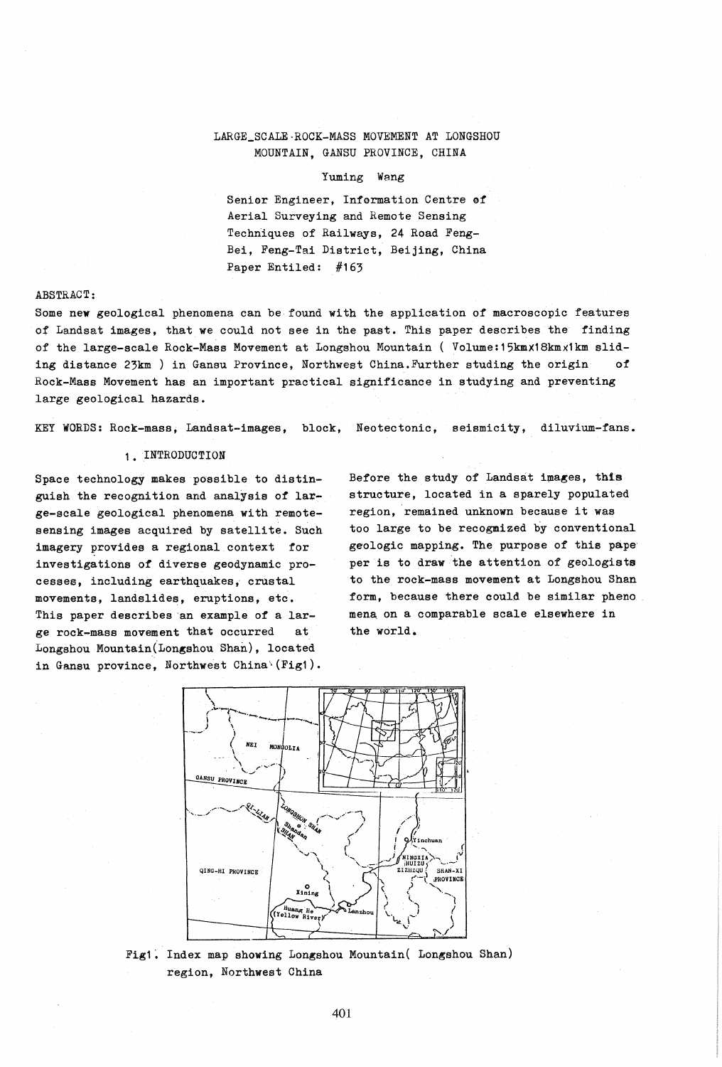# LARGE_SCALE·ROCK-MASS MOVEMENT AT LONGSHOU MOUNTAIN, GANSU PROVINCE, CHINA

Yuming Wang

Senior Engineer, Information Centre of Aerial Surveying and Remote Sensing Techniques of Railways, 24 Road Feng-Bei, Feng-Tai District, Beijing, China
Paper Entiled: #163

## ABSTRACT:

Some new geological phenomena can be found with the application of macroscopic features of Landsat images, that we could not see in the past. This paper describes the finding of the large-scale Rock-Mass Movement at Longshou Mountain ( Volume:15km×18km×1km sliding distance 23km ) in Gansu Province, Northwest China.Further studing the origin of Rock-Mass Movement has an important practical significance in studying and preventing large geological hazards.

KEY WORDS: Rock-mass, Landsat-images, block, Neotectonic, seismicity, diluvium-fans.

## 1. INTRODUCTION

Space technology makes possible to distinguish the recognition and analysis of large-scale geological phenomena with remote-sensing images acquired by satellite. Such imagery provides a regional context for investigations of diverse geodynamic processes, including earthquakes, crustal movements, landslides, eruptions, etc. This paper describes an example of a large rock-mass movement that occurred at Longshou Mountain(Longshou Shan), located in Gansu province, Northwest China (Fig1).

Before the study of Landsat images, this structure, located in a sparely populated region, remained unknown because it was too large to be recogmized by conventional geologic mapping. The purpose of this paper is to draw the attention of geologists to the rock-mass movement at Longshou Shan form, because there could be similar phenomena on a comparable scale elsewhere in the world.

Fig1. Index map showing Longshou Mountain( Longshou Shan) region, Northwest China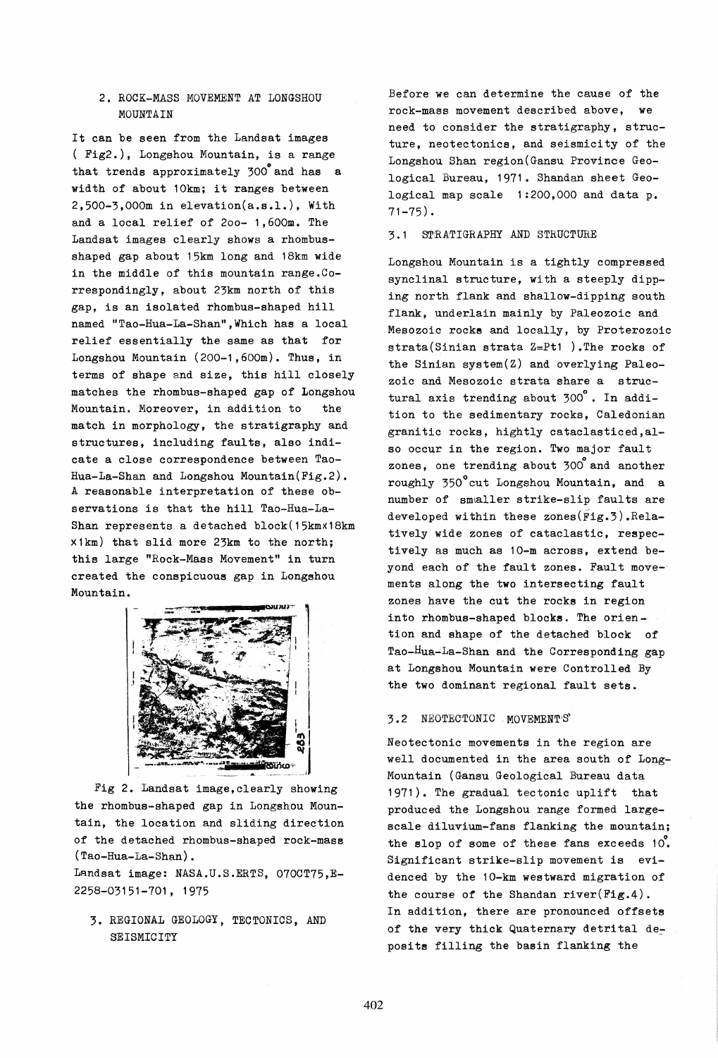## 2. ROCK-MASS MOVEMENT AT LONGSHOU MOUNTAIN

It can be seen from the Landsat images ( Fig2.), Longshou Mountain, is a range that trends approximately 300° and has a width of about 10km; it ranges between 2,500-3,000m in elevation(a.s.l.), With and a local relief of 2oo- 1,600m. The Landsat images clearly shows a rhombus-shaped gap about 15km long and 18km wide in the middle of this mountain range.Correspondingly, about 23km north of this gap, is an isolated rhombus-shaped hill named "Tao-Hua-La-Shan",Which has a local relief essentially the same as that for Longshou Mountain (200-1,600m). Thus, in terms of shape and size, this hill closely matches the rhombus-shaped gap of Longshou Mountain. Moreover, in addition to the match in morphology, the stratigraphy and structures, including faults, also indicate a close correspondence between Tao-Hua-La-Shan and Longshou Mountain(Fig.2). A reasonable interpretation of these observations is that the hill Tao-Hua-La-Shan represents a detached block(15km×18km ×1km) that slid more 23km to the north; this large "Rock-Mass Movement" in turn created the conspicuous gap in Longshou Mountain.

Fig 2. Landsat image,clearly showing the rhombus-shaped gap in Longshou Mountain, the location and sliding direction of the detached rhombus-shaped rock-mass (Tao-Hua-La-Shan).
Landsat image: NASA.U.S.ERTS, 07OCT75,E-2258-03151-701, 1975

## 3. REGIONAL GEOLOGY, TECTONICS, AND SEISMICITY

Before we can determine the cause of the rock-mass movement described above, we need to consider the stratigraphy, structure, neotectonics, and seismicity of the Longshou Shan region(Gansu Province Geological Bureau, 1971. Shandan sheet Geological map scale 1:200,000 and data p. 71-75).

### 3.1 STRATIGRAPHY AND STRUCTURE

Longshou Mountain is a tightly compressed synclinal structure, with a steeply dipping north flank and shallow-dipping south flank, underlain mainly by Paleozoic and Mesozoic rocks and locally, by Proterozoic strata(Sinian strata Z=Pt1 ).The rocks of the Sinian system(Z) and overlying Paleozoic and Mesozoic strata share a structural axis trending about 300°. In addition to the sedimentary rocks, Caledonian granitic rocks, hightly cataclasticed,also occur in the region. Two major fault zones, one trending about 300° and another roughly 350° cut Longshou Mountain, and a number of smaller strike-slip faults are developed within these zones(Fig.3).Relatively wide zones of cataclastic, respectively as much as 10-m across, extend beyond each of the fault zones. Fault movements along the two intersecting fault zones have the cut the rocks in region into rhombus-shaped blocks. The orientation and shape of the detached block of Tao-Hua-La-Shan and the Corresponding gap at Longshou Mountain were Controlled By the two dominant regional fault sets.

### 3.2 NEOTECTONIC MOVEMENTS

Neotectonic movements in the region are well documented in the area south of Long-Mountain (Gansu Geological Bureau data 1971). The gradual tectonic uplift that produced the Longshou range formed large-scale diluvium-fans flanking the mountain; the slop of some of these fans exceeds 10°. Significant strike-slip movement is evidenced by the 10-km westward migration of the course of the Shandan river(Fig.4). In addition, there are pronounced offsets of the very thick Quaternary detrital deposits filling the basin flanking the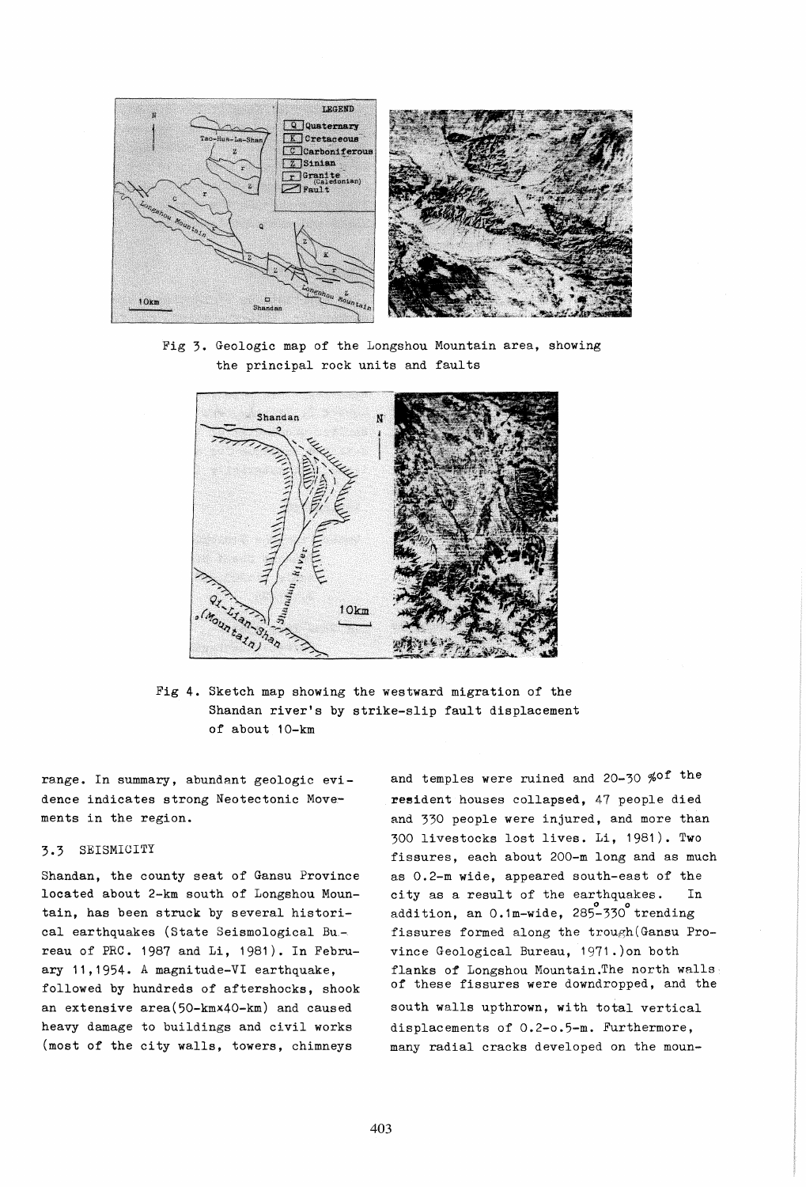Fig 3. Geologic map of the Longshou Mountain area, showing the principal rock units and faults

Fig 4. Sketch map showing the westward migration of the Shandan river's by strike-slip fault displacement of about 10-km

range. In summary, abundant geologic evidence indicates strong Neotectonic Movements in the region.

### 3.3 SEISMICITY

Shandan, the county seat of Gansu Province located about 2-km south of Longshou Mountain, has been struck by several historical earthquakes (State Seismological Bureau of PRC. 1987 and Li, 1981). In February 11,1954. A magnitude-VI earthquake, followed by hundreds of aftershocks, shook an extensive area(50-km×40-km) and caused heavy damage to buildings and civil works (most of the city walls, towers, chimneys and temples were ruined and 20-30 % of the resident houses collapsed, 47 people died and 330 people were injured, and more than 300 livestocks lost lives. Li, 1981). Two fissures, each about 200-m long and as much as 0.2-m wide, appeared south-east of the city as a result of the earthquakes. In addition, an 0.1m-wide, 285°-330° trending fissures formed along the trough(Gansu Province Geological Bureau, 1971.)on both flanks of Longshou Mountain.The north walls of these fissures were downdropped, and the south walls upthrown, with total vertical displacements of 0.2-o.5-m. Furthermore, many radial cracks developed on the moun-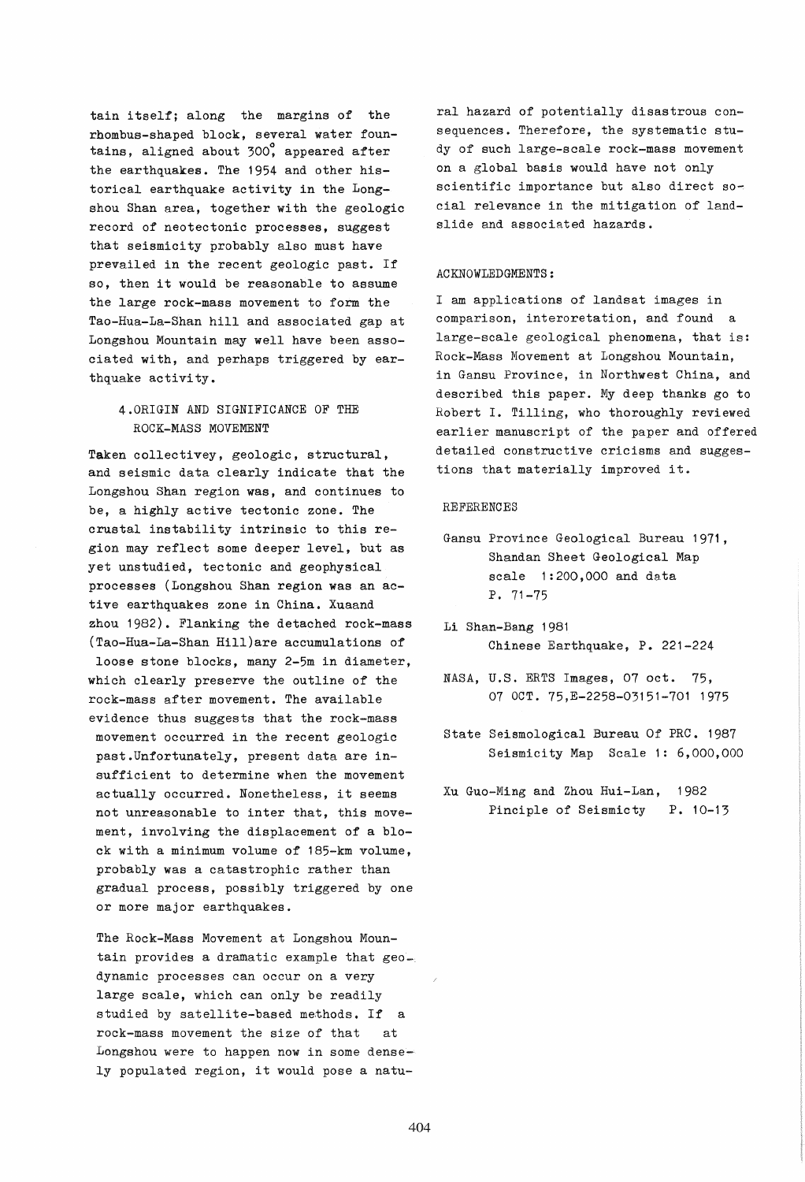tain itself; along the margins of the rhombus-shaped block, several water fountains, aligned about 300°, appeared after the earthquakes. The 1954 and other historical earthquake activity in the Longshou Shan area, together with the geologic record of neotectonic processes, suggest that seismicity probably also must have prevailed in the recent geologic past. If so, then it would be reasonable to assume the large rock-mass movement to form the Tao-Hua-La-Shan hill and associated gap at Longshou Mountain may well have been associated with, and perhaps triggered by earthquake activity.

## 4.ORIGIN AND SIGNIFICANCE OF THE ROCK-MASS MOVEMENT

Taken collectivey, geologic, structural, and seismic data clearly indicate that the Longshou Shan region was, and continues to be, a highly active tectonic zone. The crustal instability intrinsic to this region may reflect some deeper level, but as yet unstudied, tectonic and geophysical processes (Longshou Shan region was an active earthquakes zone in China. Xuaand zhou 1982). Flanking the detached rock-mass (Tao-Hua-La-Shan Hill)are accumulations of loose stone blocks, many 2-5m in diameter, which clearly preserve the outline of the rock-mass after movement. The available evidence thus suggests that the rock-mass movement occurred in the recent geologic past.Unfortunately, present data are insufficient to determine when the movement actually occurred. Nonetheless, it seems not unreasonable to inter that, this movement, involving the displacement of a block with a minimum volume of 185-km volume, probably was a catastrophic rather than gradual process, possibly triggered by one or more major earthquakes.

The Rock-Mass Movement at Longshou Mountain provides a dramatic example that geodynamic processes can occur on a very large scale, which can only be readily studied by satellite-based methods. If a rock-mass movement the size of that at Longshou were to happen now in some densely populated region, it would pose a natural hazard of potentially disastrous consequences. Therefore, the systematic study of such large-scale rock-mass movement on a global basis would have not only scientific importance but also direct social relevance in the mitigation of landslide and associated hazards.

## ACKNOWLEDGMENTS:

I am applications of landsat images in comparison, interoretation, and found a large-scale geological phenomena, that is: Rock-Mass Movement at Longshou Mountain, in Gansu Province, in Northwest China, and described this paper. My deep thanks go to Robert I. Tilling, who thoroughly reviewed earlier manuscript of the paper and offered detailed constructive cricisms and suggestions that materially improved it.

## REFERENCES

Gansu Province Geological Bureau 1971, Shandan Sheet Geological Map scale 1:200,000 and data P. 71-75

Li Shan-Bang 1981 Chinese Earthquake, P. 221-224

NASA, U.S. ERTS Images, 07 oct. 75, 07 OCT. 75,E-2258-03151-701 1975

State Seismological Bureau Of PRC. 1987 Seismicity Map Scale 1: 6,000,000

Xu Guo-Ming and Zhou Hui-Lan, 1982 Pinciple of Seismicty P. 10-13